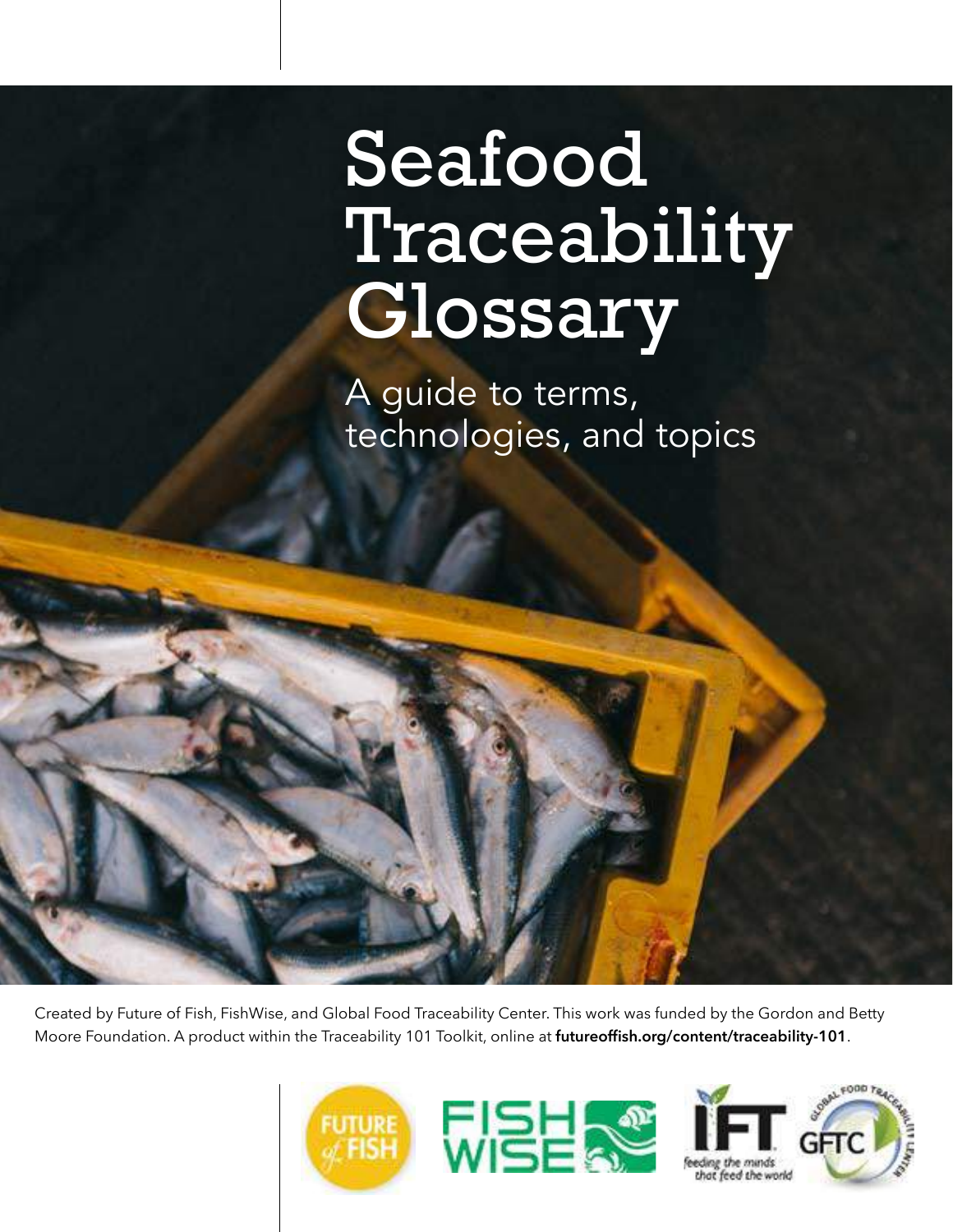# Seafood Traceability Glossary

A guide to terms, technologies, and topics

Created by Future of Fish, FishWise, and Global Food Traceability Center. This work was funded by the Gordon and Betty Moore Foundation. A product within the Traceability 101 Toolkit, online at **futureoffish.org/content/traceability-101**.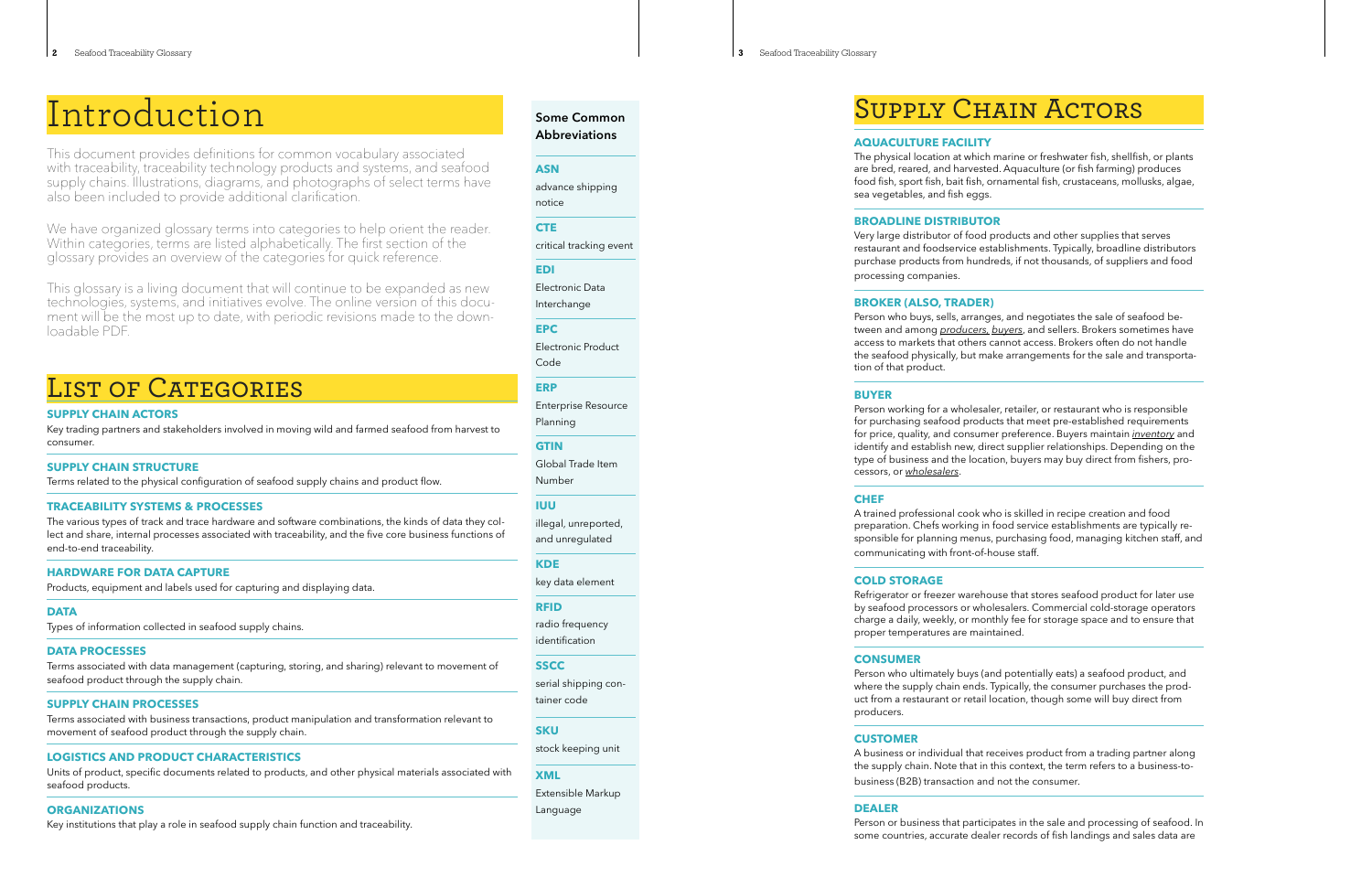# Introduction

This document provides definitions for common vocabulary associated with traceability, traceability technology products and systems, and seafood supply chains. Illustrations, diagrams, and photographs of select terms have also been included to provide additional clarification.

We have organized glossary terms into categories to help orient the reader. Within categories, terms are listed alphabetically. The first section of the glossary provides an overview of the categories for quick reference.

This glossary is a living document that will continue to be expanded as new technologies, systems, and initiatives evolve. The online version of this document will be the most up to date, with periodic revisions made to the downloadable PDF.

## List of Categories

**SUPPLY CHAIN ACTORS**
Key trading partners and stakeholders involved in moving wild and farmed seafood from harvest to consumer.

**SUPPLY CHAIN STRUCTURE**
Terms related to the physical configuration of seafood supply chains and product flow.

**TRACEABILITY SYSTEMS & PROCESSES**
The various types of track and trace hardware and software combinations, the kinds of data they collect and share, internal processes associated with traceability, and the five core business functions of end-to-end traceability.

**HARDWARE FOR DATA CAPTURE**
Products, equipment and labels used for capturing and displaying data.

**DATA**
Types of information collected in seafood supply chains.

**DATA PROCESSES**
Terms associated with data management (capturing, storing, and sharing) relevant to movement of seafood product through the supply chain.

**SUPPLY CHAIN PROCESSES**
Terms associated with business transactions, product manipulation and transformation relevant to movement of seafood product through the supply chain.

**LOGISTICS AND PRODUCT CHARACTERISTICS**
Units of product, specific documents related to products, and other physical materials associated with seafood products.

**ORGANIZATIONS**
Key institutions that play a role in seafood supply chain function and traceability.

### Some Common Abbreviations

**ASN**
advance shipping notice

**CTE**
critical tracking event

**EDI**
Electronic Data Interchange

**EPC**
Electronic Product Code

**ERP**
Enterprise Resource Planning

**GTIN**
Global Trade Item Number

**IUU**
illegal, unreported, and unregulated

**KDE**
key data element

**RFID**
radio frequency identification

**SSCC**
serial shipping container code

**SKU**
stock keeping unit

**XML**
Extensible Markup Language

# Supply Chain Actors

**AQUACULTURE FACILITY**
The physical location at which marine or freshwater fish, shellfish, or plants are bred, reared, and harvested. Aquaculture (or fish farming) produces food fish, sport fish, bait fish, ornamental fish, crustaceans, mollusks, algae, sea vegetables, and fish eggs.

**BROADLINE DISTRIBUTOR**
Very large distributor of food products and other supplies that serves restaurant and foodservice establishments. Typically, broadline distributors purchase products from hundreds, if not thousands, of suppliers and food processing companies.

**BROKER (ALSO, TRADER)**
Person who buys, sells, arranges, and negotiates the sale of seafood between and among *producers*, *buyers*, and sellers. Brokers sometimes have access to markets that others cannot access. Brokers often do not handle the seafood physically, but make arrangements for the sale and transportation of that product.

**BUYER**
Person working for a wholesaler, retailer, or restaurant who is responsible for purchasing seafood products that meet pre-established requirements for price, quality, and consumer preference. Buyers maintain *inventory* and identify and establish new, direct supplier relationships. Depending on the type of business and the location, buyers may buy direct from fishers, processors, or *wholesalers*.

**CHEF**
A trained professional cook who is skilled in recipe creation and food preparation. Chefs working in food service establishments are typically responsible for planning menus, purchasing food, managing kitchen staff, and communicating with front-of-house staff.

**COLD STORAGE**
Refrigerator or freezer warehouse that stores seafood product for later use by seafood processors or wholesalers. Commercial cold-storage operators charge a daily, weekly, or monthly fee for storage space and to ensure that proper temperatures are maintained.

**CONSUMER**
Person who ultimately buys (and potentially eats) a seafood product, and where the supply chain ends. Typically, the consumer purchases the product from a restaurant or retail location, though some will buy direct from producers.

**CUSTOMER**
A business or individual that receives product from a trading partner along the supply chain. Note that in this context, the term refers to a business-to-business (B2B) transaction and not the consumer.

**DEALER**
Person or business that participates in the sale and processing of seafood. In some countries, accurate dealer records of fish landings and sales data are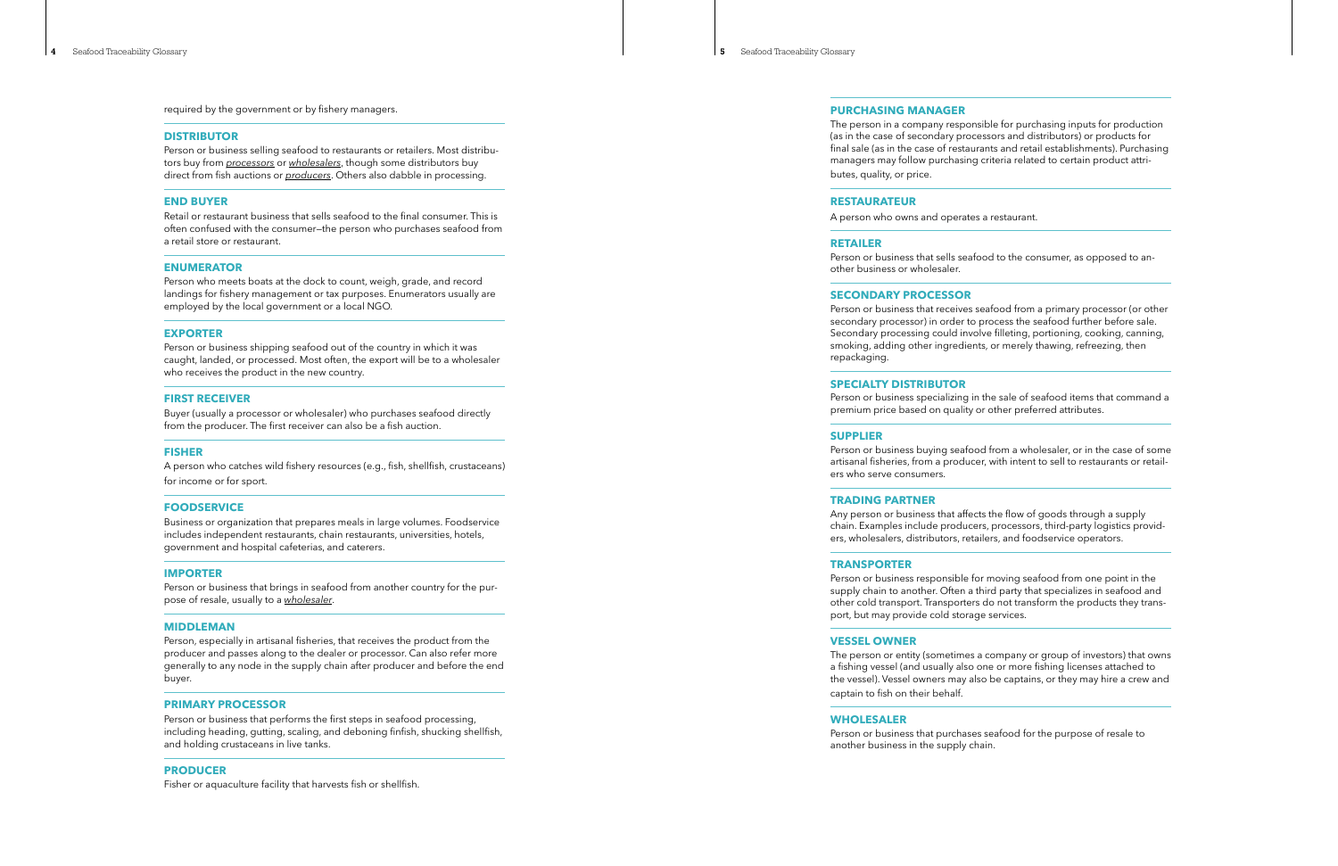required by the government or by fishery managers.

### DISTRIBUTOR

Person or business selling seafood to restaurants or retailers. Most distributors buy from *processors* or *wholesalers*, though some distributors buy direct from fish auctions or *producers*. Others also dabble in processing.

### END BUYER

Retail or restaurant business that sells seafood to the final consumer. This is often confused with the consumer—the person who purchases seafood from a retail store or restaurant.

### ENUMERATOR

Person who meets boats at the dock to count, weigh, grade, and record landings for fishery management or tax purposes. Enumerators usually are employed by the local government or a local NGO.

### EXPORTER

Person or business shipping seafood out of the country in which it was caught, landed, or processed. Most often, the export will be to a wholesaler who receives the product in the new country.

### FIRST RECEIVER

Buyer (usually a processor or wholesaler) who purchases seafood directly from the producer. The first receiver can also be a fish auction.

### FISHER

A person who catches wild fishery resources (e.g., fish, shellfish, crustaceans) for income or for sport.

### FOODSERVICE

Business or organization that prepares meals in large volumes. Foodservice includes independent restaurants, chain restaurants, universities, hotels, government and hospital cafeterias, and caterers.

### IMPORTER

Person or business that brings in seafood from another country for the purpose of resale, usually to a *wholesaler*.

### MIDDLEMAN

Person, especially in artisanal fisheries, that receives the product from the producer and passes along to the dealer or processor. Can also refer more generally to any node in the supply chain after producer and before the end buyer.

### PRIMARY PROCESSOR

Person or business that performs the first steps in seafood processing, including heading, gutting, scaling, and deboning finfish, shucking shellfish, and holding crustaceans in live tanks.

### PRODUCER

Fisher or aquaculture facility that harvests fish or shellfish.

### PURCHASING MANAGER

The person in a company responsible for purchasing inputs for production (as in the case of secondary processors and distributors) or products for final sale (as in the case of restaurants and retail establishments). Purchasing managers may follow purchasing criteria related to certain product attributes, quality, or price.

### RESTAURATEUR

A person who owns and operates a restaurant.

### RETAILER

Person or business that sells seafood to the consumer, as opposed to another business or wholesaler.

### SECONDARY PROCESSOR

Person or business that receives seafood from a primary processor (or other secondary processor) in order to process the seafood further before sale. Secondary processing could involve filleting, portioning, cooking, canning, smoking, adding other ingredients, or merely thawing, refreezing, then repackaging.

### SPECIALTY DISTRIBUTOR

Person or business specializing in the sale of seafood items that command a premium price based on quality or other preferred attributes.

### SUPPLIER

Person or business buying seafood from a wholesaler, or in the case of some artisanal fisheries, from a producer, with intent to sell to restaurants or retailers who serve consumers.

### TRADING PARTNER

Any person or business that affects the flow of goods through a supply chain. Examples include producers, processors, third-party logistics providers, wholesalers, distributors, retailers, and foodservice operators.

### TRANSPORTER

Person or business responsible for moving seafood from one point in the supply chain to another. Often a third party that specializes in seafood and other cold transport. Transporters do not transform the products they transport, but may provide cold storage services.

### VESSEL OWNER

The person or entity (sometimes a company or group of investors) that owns a fishing vessel (and usually also one or more fishing licenses attached to the vessel). Vessel owners may also be captains, or they may hire a crew and captain to fish on their behalf.

### WHOLESALER

Person or business that purchases seafood for the purpose of resale to another business in the supply chain.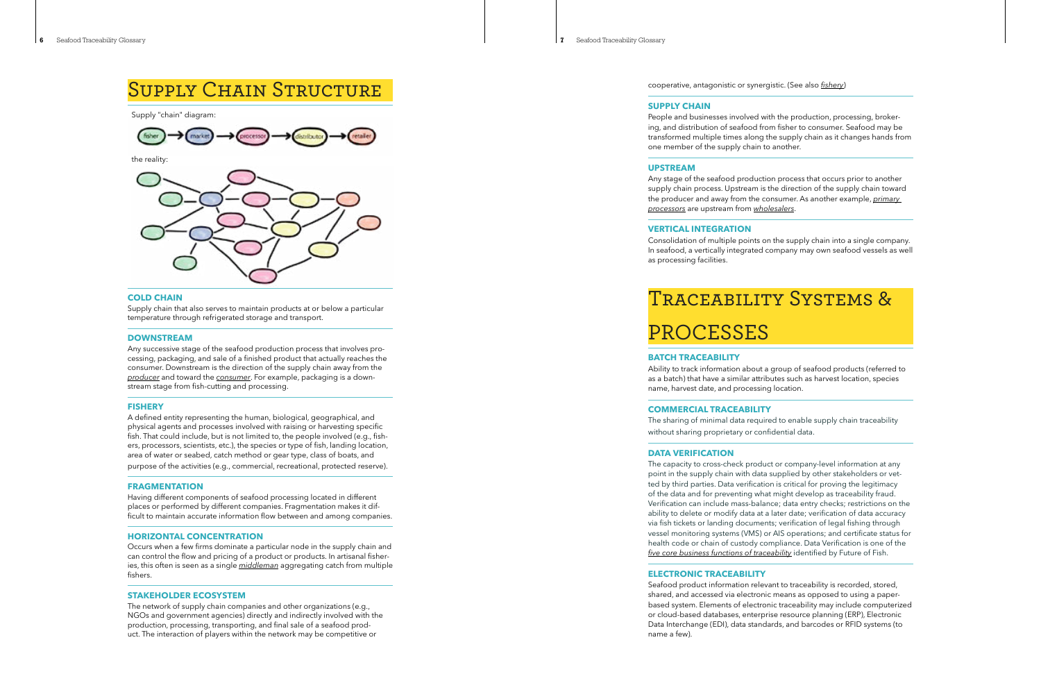# Supply Chain Structure

Supply "chain" diagram:

fisher → market → processor → distributor → retailer

the reality:

### COLD CHAIN

Supply chain that also serves to maintain products at or below a particular temperature through refrigerated storage and transport.

### DOWNSTREAM

Any successive stage of the seafood production process that involves processing, packaging, and sale of a finished product that actually reaches the consumer. Downstream is the direction of the supply chain away from the *producer* and toward the *consumer*. For example, packaging is a downstream stage from fish-cutting and processing.

### FISHERY

A defined entity representing the human, biological, geographical, and physical agents and processes involved with raising or harvesting specific fish. That could include, but is not limited to, the people involved (e.g., fishers, processors, scientists, etc.), the species or type of fish, landing location, area of water or seabed, catch method or gear type, class of boats, and purpose of the activities (e.g., commercial, recreational, protected reserve).

### FRAGMENTATION

Having different components of seafood processing located in different places or performed by different companies. Fragmentation makes it difficult to maintain accurate information flow between and among companies.

### HORIZONTAL CONCENTRATION

Occurs when a few firms dominate a particular node in the supply chain and can control the flow and pricing of a product or products. In artisanal fisheries, this often is seen as a single *middleman* aggregating catch from multiple fishers.

### STAKEHOLDER ECOSYSTEM

The network of supply chain companies and other organizations (e.g., NGOs and government agencies) directly and indirectly involved with the production, processing, transporting, and final sale of a seafood product. The interaction of players within the network may be competitive or cooperative, antagonistic or synergistic. (See also *fishery*)

### SUPPLY CHAIN

People and businesses involved with the production, processing, brokering, and distribution of seafood from fisher to consumer. Seafood may be transformed multiple times along the supply chain as it changes hands from one member of the supply chain to another.

### UPSTREAM

Any stage of the seafood production process that occurs prior to another supply chain process. Upstream is the direction of the supply chain toward the producer and away from the consumer. As another example, *primary processors* are upstream from *wholesalers*.

### VERTICAL INTEGRATION

Consolidation of multiple points on the supply chain into a single company. In seafood, a vertically integrated company may own seafood vessels as well as processing facilities.

# Traceability Systems & Processes

### BATCH TRACEABILITY

Ability to track information about a group of seafood products (referred to as a batch) that have a similar attributes such as harvest location, species name, harvest date, and processing location.

### COMMERCIAL TRACEABILITY

The sharing of minimal data required to enable supply chain traceability without sharing proprietary or confidential data.

### DATA VERIFICATION

The capacity to cross-check product or company-level information at any point in the supply chain with data supplied by other stakeholders or vetted by third parties. Data verification is critical for proving the legitimacy of the data and for preventing what might develop as traceability fraud. Verification can include mass-balance; data entry checks; restrictions on the ability to delete or modify data at a later date; verification of data accuracy via fish tickets or landing documents; verification of legal fishing through vessel monitoring systems (VMS) or AIS operations; and certificate status for health code or chain of custody compliance. Data Verification is one of the *five core business functions of traceability* identified by Future of Fish.

### ELECTRONIC TRACEABILITY

Seafood product information relevant to traceability is recorded, stored, shared, and accessed via electronic means as opposed to using a paper-based system. Elements of electronic traceability may include computerized or cloud-based databases, enterprise resource planning (ERP), Electronic Data Interchange (EDI), data standards, and barcodes or RFID systems (to name a few).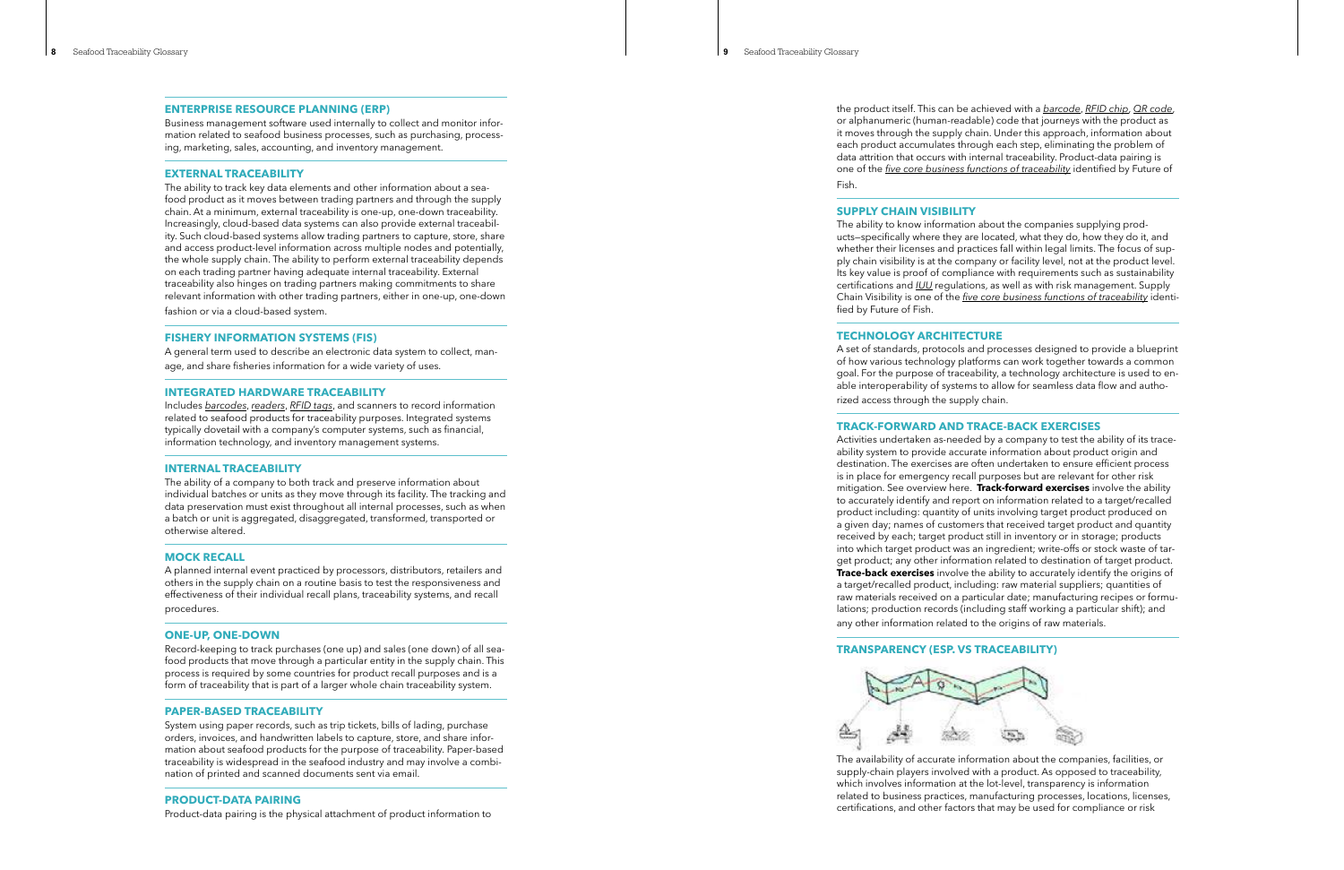## ENTERPRISE RESOURCE PLANNING (ERP)

Business management software used internally to collect and monitor information related to seafood business processes, such as purchasing, processing, marketing, sales, accounting, and inventory management.

## EXTERNAL TRACEABILITY

The ability to track key data elements and other information about a seafood product as it moves between trading partners and through the supply chain. At a minimum, external traceability is one-up, one-down traceability. Increasingly, cloud-based data systems can also provide external traceability. Such cloud-based systems allow trading partners to capture, store, share and access product-level information across multiple nodes and potentially, the whole supply chain. The ability to perform external traceability depends on each trading partner having adequate internal traceability. External traceability also hinges on trading partners making commitments to share relevant information with other trading partners, either in one-up, one-down fashion or via a cloud-based system.

## FISHERY INFORMATION SYSTEMS (FIS)

A general term used to describe an electronic data system to collect, manage, and share fisheries information for a wide variety of uses.

## INTEGRATED HARDWARE TRACEABILITY

Includes _barcodes_, _readers_, _RFID tags_, and scanners to record information related to seafood products for traceability purposes. Integrated systems typically dovetail with a company's computer systems, such as financial, information technology, and inventory management systems.

## INTERNAL TRACEABILITY

The ability of a company to both track and preserve information about individual batches or units as they move through its facility. The tracking and data preservation must exist throughout all internal processes, such as when a batch or unit is aggregated, disaggregated, transformed, transported or otherwise altered.

## MOCK RECALL

A planned internal event practiced by processors, distributors, retailers and others in the supply chain on a routine basis to test the responsiveness and effectiveness of their individual recall plans, traceability systems, and recall procedures.

## ONE-UP, ONE-DOWN

Record-keeping to track purchases (one up) and sales (one down) of all seafood products that move through a particular entity in the supply chain. This process is required by some countries for product recall purposes and is a form of traceability that is part of a larger whole chain traceability system.

## PAPER-BASED TRACEABILITY

System using paper records, such as trip tickets, bills of lading, purchase orders, invoices, and handwritten labels to capture, store, and share information about seafood products for the purpose of traceability. Paper-based traceability is widespread in the seafood industry and may involve a combination of printed and scanned documents sent via email.

## PRODUCT-DATA PAIRING

Product-data pairing is the physical attachment of product information to the product itself. This can be achieved with a _barcode_, _RFID chip_, _QR code_, or alphanumeric (human-readable) code that journeys with the product as it moves through the supply chain. Under this approach, information about each product accumulates through each step, eliminating the problem of data attrition that occurs with internal traceability. Product-data pairing is one of the _five core business functions of traceability_ identified by Future of Fish.

## SUPPLY CHAIN VISIBILITY

The ability to know information about the companies supplying products—specifically where they are located, what they do, how they do it, and whether their licenses and practices fall within legal limits. The focus of supply chain visibility is at the company or facility level, not at the product level. Its key value is proof of compliance with requirements such as sustainability certifications and _IUU_ regulations, as well as with risk management. Supply Chain Visibility is one of the _five core business functions of traceability_ identified by Future of Fish.

## TECHNOLOGY ARCHITECTURE

A set of standards, protocols and processes designed to provide a blueprint of how various technology platforms can work together towards a common goal. For the purpose of traceability, a technology architecture is used to enable interoperability of systems to allow for seamless data flow and authorized access through the supply chain.

## TRACK-FORWARD AND TRACE-BACK EXERCISES

Activities undertaken as-needed by a company to test the ability of its traceability system to provide accurate information about product origin and destination. The exercises are often undertaken to ensure efficient process is in place for emergency recall purposes but are relevant for other risk mitigation. See overview here. **Track-forward exercises** involve the ability to accurately identify and report on information related to a target/recalled product including: quantity of units involving target product produced on a given day; names of customers that received target product and quantity received by each; target product still in inventory or in storage; products into which target product was an ingredient; write-offs or stock waste of target product; any other information related to destination of target product. **Trace-back exercises** involve the ability to accurately identify the origins of a target/recalled product, including: raw material suppliers; quantities of raw materials received on a particular date; manufacturing recipes or formulations; production records (including staff working a particular shift); and any other information related to the origins of raw materials.

## TRANSPARENCY (ESP. VS TRACEABILITY)

The availability of accurate information about the companies, facilities, or supply-chain players involved with a product. As opposed to traceability, which involves information at the lot-level, transparency is information related to business practices, manufacturing processes, locations, licenses, certifications, and other factors that may be used for compliance or risk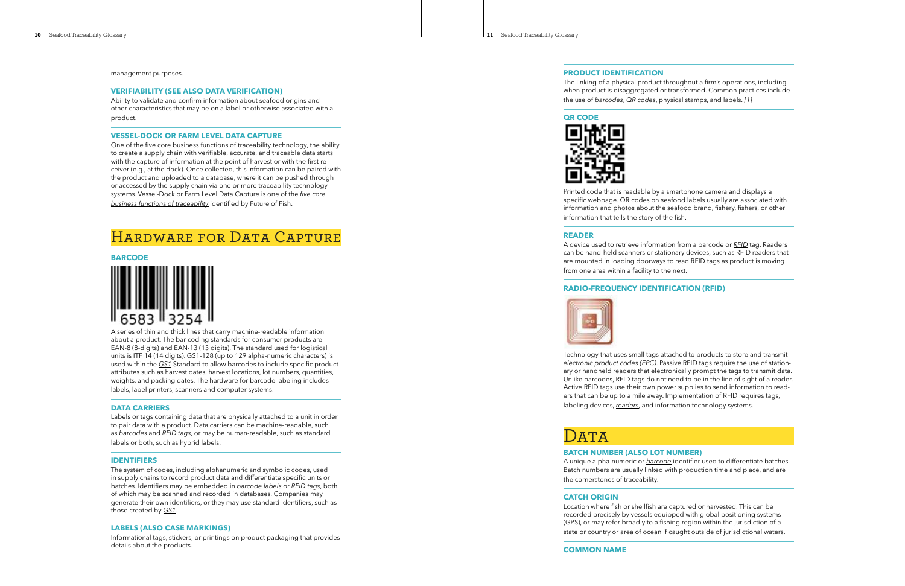management purposes.

### VERIFIABILITY (SEE ALSO DATA VERIFICATION)

Ability to validate and confirm information about seafood origins and other characteristics that may be on a label or otherwise associated with a product.

### VESSEL-DOCK OR FARM LEVEL DATA CAPTURE

One of the five core business functions of traceability technology, the ability to create a supply chain with verifiable, accurate, and traceable data starts with the capture of information at the point of harvest or with the first receiver (e.g., at the dock). Once collected, this information can be paired with the product and uploaded to a database, where it can be pushed through or accessed by the supply chain via one or more traceability technology systems. Vessel-Dock or Farm Level Data Capture is one of the *five core business functions of traceability* identified by Future of Fish.

## Hardware for Data Capture

### BARCODE

A series of thin and thick lines that carry machine-readable information about a product. The bar coding standards for consumer products are EAN-8 (8-digits) and EAN-13 (13 digits). The standard used for logistical units is ITF 14 (14 digits). GS1-128 (up to 129 alpha-numeric characters) is used within the *GS1* Standard to allow barcodes to include specific product attributes such as harvest dates, harvest locations, lot numbers, quantities, weights, and packing dates. The hardware for barcode labeling includes labels, label printers, scanners and computer systems.

### DATA CARRIERS

Labels or tags containing data that are physically attached to a unit in order to pair data with a product. Data carriers can be machine-readable, such as *barcodes* and *RFID tags*, or may be human-readable, such as standard labels or both, such as hybrid labels.

### IDENTIFIERS

The system of codes, including alphanumeric and symbolic codes, used in supply chains to record product data and differentiate specific units or batches. Identifiers may be embedded in *barcode labels* or *RFID tags*, both of which may be scanned and recorded in databases. Companies may generate their own identifiers, or they may use standard identifiers, such as those created by *GS1*.

### LABELS (ALSO CASE MARKINGS)

Informational tags, stickers, or printings on product packaging that provides details about the products.

### PRODUCT IDENTIFICATION

The linking of a physical product throughout a firm's operations, including when product is disaggregated or transformed. Common practices include the use of *barcodes*, *QR codes*, physical stamps, and labels. [1]

### QR CODE

Printed code that is readable by a smartphone camera and displays a specific webpage. QR codes on seafood labels usually are associated with information and photos about the seafood brand, fishery, fishers, or other information that tells the story of the fish.

### READER

A device used to retrieve information from a barcode or *RFID* tag. Readers can be hand-held scanners or stationary devices, such as RFID readers that are mounted in loading doorways to read RFID tags as product is moving from one area within a facility to the next.

### RADIO-FREQUENCY IDENTIFICATION (RFID)

Technology that uses small tags attached to products to store and transmit *electronic product codes (EPC)*. Passive RFID tags require the use of stationary or handheld readers that electronically prompt the tags to transmit data. Unlike barcodes, RFID tags do not need to be in the line of sight of a reader. Active RFID tags use their own power supplies to send information to readers that can be up to a mile away. Implementation of RFID requires tags, labeling devices, *readers*, and information technology systems.

## Data

### BATCH NUMBER (ALSO LOT NUMBER)

A unique alpha-numeric or *barcode* identifier used to differentiate batches. Batch numbers are usually linked with production time and place, and are the cornerstones of traceability.

### CATCH ORIGIN

Location where fish or shellfish are captured or harvested. This can be recorded precisely by vessels equipped with global positioning systems (GPS), or may refer broadly to a fishing region within the jurisdiction of a state or country or area of ocean if caught outside of jurisdictional waters.

### COMMON NAME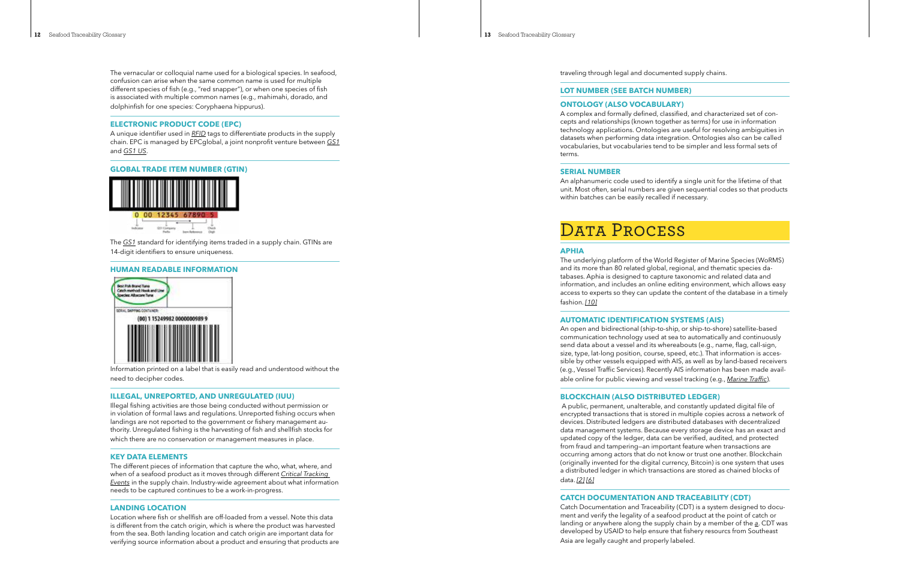The vernacular or colloquial name used for a biological species. In seafood, confusion can arise when the same common name is used for multiple different species of fish (e.g., "red snapper"), or when one species of fish is associated with multiple common names (e.g., mahimahi, dorado, and dolphinfish for one species: Coryphaena hippurus).

### ELECTRONIC PRODUCT CODE (EPC)

A unique identifier used in *RFID* tags to differentiate products in the supply chain. EPC is managed by EPCglobal, a joint nonprofit venture between *GS1* and *GS1 US*.

### GLOBAL TRADE ITEM NUMBER (GTIN)

The *GS1* standard for identifying items traded in a supply chain. GTINs are 14-digit identifiers to ensure uniqueness.

### HUMAN READABLE INFORMATION

Information printed on a label that is easily read and understood without the need to decipher codes.

### ILLEGAL, UNREPORTED, AND UNREGULATED (IUU)

Illegal fishing activities are those being conducted without permission or in violation of formal laws and regulations. Unreported fishing occurs when landings are not reported to the government or fishery management authority. Unregulated fishing is the harvesting of fish and shellfish stocks for which there are no conservation or management measures in place.

### KEY DATA ELEMENTS

The different pieces of information that capture the who, what, where, and when of a seafood product as it moves through different *Critical Tracking Events* in the supply chain. Industry-wide agreement about what information needs to be captured continues to be a work-in-progress.

### LANDING LOCATION

Location where fish or shellfish are off-loaded from a vessel. Note this data is different from the catch origin, which is where the product was harvested from the sea. Both landing location and catch origin are important data for verifying source information about a product and ensuring that products are traveling through legal and documented supply chains.

### LOT NUMBER (SEE BATCH NUMBER)

### ONTOLOGY (ALSO VOCABULARY)

A complex and formally defined, classified, and characterized set of concepts and relationships (known together as terms) for use in information technology applications. Ontologies are useful for resolving ambiguities in datasets when performing data integration. Ontologies also can be called vocabularies, but vocabularies tend to be simpler and less formal sets of terms.

### SERIAL NUMBER

An alphanumeric code used to identify a single unit for the lifetime of that unit. Most often, serial numbers are given sequential codes so that products within batches can be easily recalled if necessary.

## DATA PROCESS

### APHIA

The underlying platform of the World Register of Marine Species (WoRMS) and its more than 80 related global, regional, and thematic species databases. Aphia is designed to capture taxonomic and related data and information, and includes an online editing environment, which allows easy access to experts so they can update the content of the database in a timely fashion. *[10]*

### AUTOMATIC IDENTIFICATION SYSTEMS (AIS)

An open and bidirectional (ship-to-ship, or ship-to-shore) satellite-based communication technology used at sea to automatically and continuously send data about a vessel and its whereabouts (e.g., name, flag, call-sign, size, type, lat-long position, course, speed, etc.). That information is accessible by other vessels equipped with AIS, as well as by land-based receivers (e.g., Vessel Traffic Services). Recently AIS information has been made available online for public viewing and vessel tracking (e.g., *Marine Traffic*).

### BLOCKCHAIN (ALSO DISTRIBUTED LEDGER)

A public, permanent, unalterable, and constantly updated digital file of encrypted transactions that is stored in multiple copies across a network of devices. Distributed ledgers are distributed databases with decentralized data management systems. Because every storage device has an exact and updated copy of the ledger, data can be verified, audited, and protected from fraud and tampering—an important feature when transactions are occurring among actors that do not know or trust one another. Blockchain (originally invented for the digital currency, Bitcoin) is one system that uses a distributed ledger in which transactions are stored as chained blocks of data. *[2]* *[6]*

### CATCH DOCUMENTATION AND TRACEABILITY (CDT)

Catch Documentation and Traceability (CDT) is a system designed to document and verify the legality of a seafood product at the point of catch or landing or anywhere along the supply chain by a member of the *a*. CDT was developed by USAID to help ensure that fishery resourcs from Southeast Asia are legally caught and properly labeled.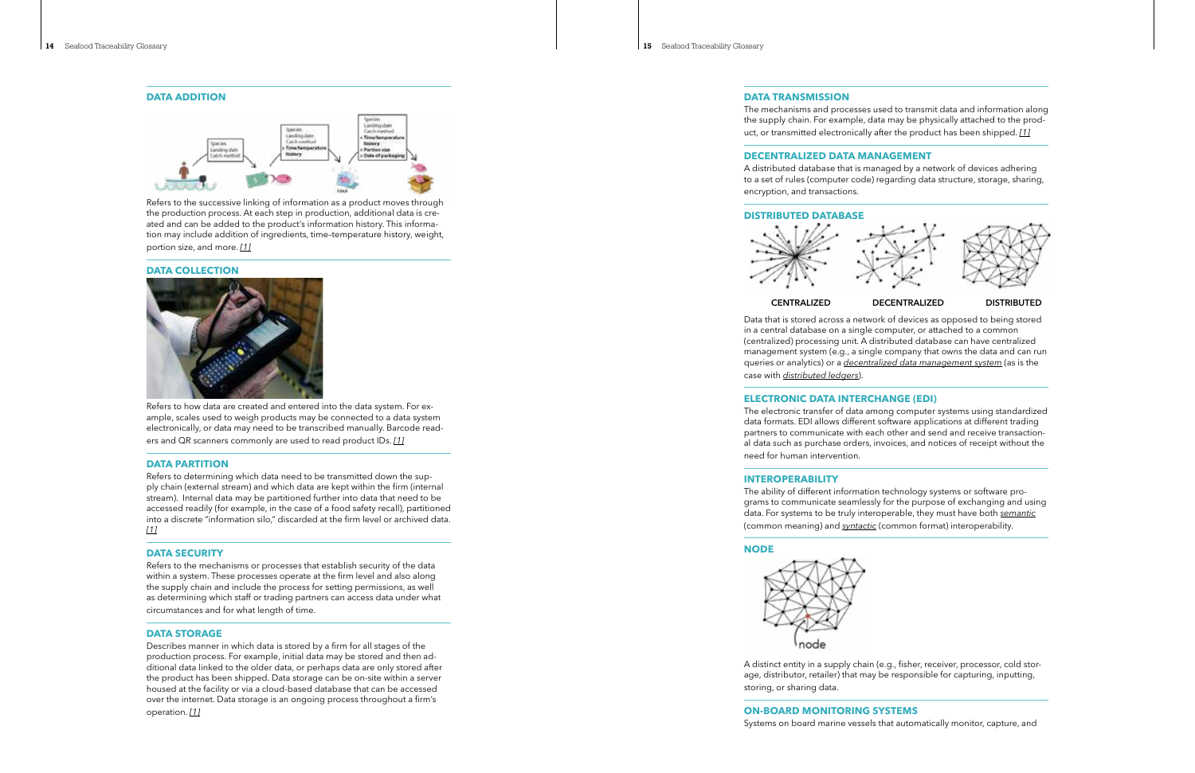## DATA ADDITION

Refers to the successive linking of information as a product moves through the production process. At each step in production, additional data is created and can be added to the product's information history. This information may include addition of ingredients, time–temperature history, weight, portion size, and more. [1]

## DATA COLLECTION

Refers to how data are created and entered into the data system. For example, scales used to weigh products may be connected to a data system electronically, or data may need to be transcribed manually. Barcode readers and QR scanners commonly are used to read product IDs. [1]

## DATA PARTITION

Refers to determining which data need to be transmitted down the supply chain (external stream) and which data are kept within the firm (internal stream). Internal data may be partitioned further into data that need to be accessed readily (for example, in the case of a food safety recall), partitioned into a discrete "information silo," discarded at the firm level or archived data. [1]

## DATA SECURITY

Refers to the mechanisms or processes that establish security of the data within a system. These processes operate at the firm level and also along the supply chain and include the process for setting permissions, as well as determining which staff or trading partners can access data under what circumstances and for what length of time.

## DATA STORAGE

Describes manner in which data is stored by a firm for all stages of the production process. For example, initial data may be stored and then additional data linked to the older data, or perhaps data are only stored after the product has been shipped. Data storage can be on-site within a server housed at the facility or via a cloud-based database that can be accessed over the internet. Data storage is an ongoing process throughout a firm's operation. [1]

## DATA TRANSMISSION

The mechanisms and processes used to transmit data and information along the supply chain. For example, data may be physically attached to the product, or transmitted electronically after the product has been shipped. [1]

## DECENTRALIZED DATA MANAGEMENT

A distributed database that is managed by a network of devices adhering to a set of rules (computer code) regarding data structure, storage, sharing, encryption, and transactions.

## DISTRIBUTED DATABASE

CENTRALIZED DECENTRALIZED DISTRIBUTED

Data that is stored across a network of devices as opposed to being stored in a central database on a single computer, or attached to a common (centralized) processing unit. A distributed database can have centralized management system (e.g., a single company that owns the data and can run queries or analytics) or a *decentralized data management system* (as is the case with *distributed ledgers*).

## ELECTRONIC DATA INTERCHANGE (EDI)

The electronic transfer of data among computer systems using standardized data formats. EDI allows different software applications at different trading partners to communicate with each other and send and receive transactional data such as purchase orders, invoices, and notices of receipt without the need for human intervention.

## INTEROPERABILITY

The ability of different information technology systems or software programs to communicate seamlessly for the purpose of exchanging and using data. For systems to be truly interoperable, they must have both *semantic* (common meaning) and *syntactic* (common format) interoperability.

## NODE

A distinct entity in a supply chain (e.g., fisher, receiver, processor, cold storage, distributor, retailer) that may be responsible for capturing, inputting, storing, or sharing data.

## ON-BOARD MONITORING SYSTEMS

Systems on board marine vessels that automatically monitor, capture, and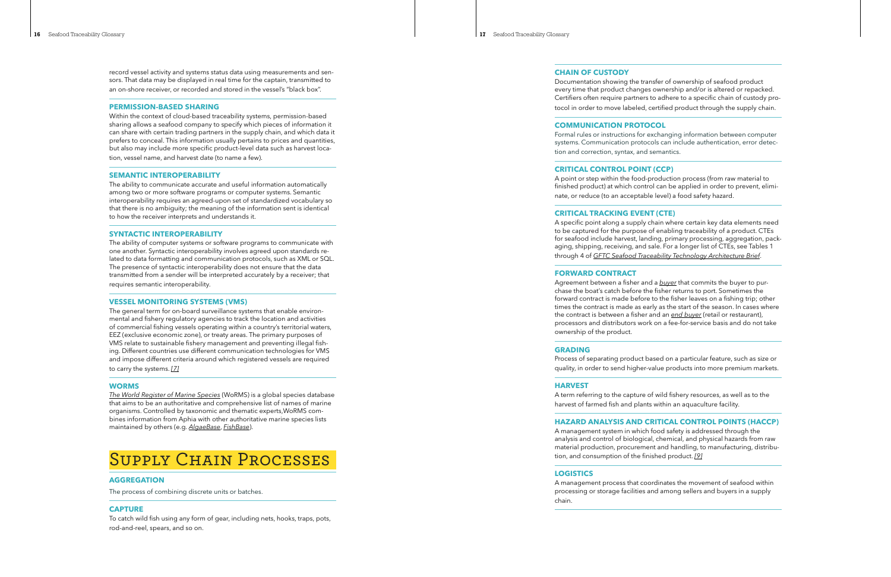record vessel activity and systems status data using measurements and sensors. That data may be displayed in real time for the captain, transmitted to an on-shore receiver, or recorded and stored in the vessel's "black box".

### PERMISSION-BASED SHARING

Within the context of cloud-based traceability systems, permission-based sharing allows a seafood company to specify which pieces of information it can share with certain trading partners in the supply chain, and which data it prefers to conceal. This information usually pertains to prices and quantities, but also may include more specific product-level data such as harvest location, vessel name, and harvest date (to name a few).

### SEMANTIC INTEROPERABILITY

The ability to communicate accurate and useful information automatically among two or more software programs or computer systems. Semantic interoperability requires an agreed-upon set of standardized vocabulary so that there is no ambiguity; the meaning of the information sent is identical to how the receiver interprets and understands it.

### SYNTACTIC INTEROPERABILITY

The ability of computer systems or software programs to communicate with one another. Syntactic interoperability involves agreed upon standards related to data formatting and communication protocols, such as XML or SQL. The presence of syntactic interoperability does not ensure that the data transmitted from a sender will be interpreted accurately by a receiver; that requires semantic interoperability.

### VESSEL MONITORING SYSTEMS (VMS)

The general term for on-board surveillance systems that enable environmental and fishery regulatory agencies to track the location and activities of commercial fishing vessels operating within a country's territorial waters, EEZ (exclusive economic zone), or treaty areas. The primary purposes of VMS relate to sustainable fishery management and preventing illegal fishing. Different countries use different communication technologies for VMS and impose different criteria around which registered vessels are required to carry the systems. [7]

### WORMS

*The World Register of Marine Species* (WoRMS) is a global species database that aims to be an authoritative and comprehensive list of names of marine organisms. Controlled by taxonomic and thematic experts,WoRMS combines information from Aphia with other authoritative marine species lists maintained by others (e.g. *AlgaeBase*, *FishBase*).

## Supply Chain Processes

### AGGREGATION

The process of combining discrete units or batches.

### CAPTURE

To catch wild fish using any form of gear, including nets, hooks, traps, pots, rod-and-reel, spears, and so on.

### CHAIN OF CUSTODY

Documentation showing the transfer of ownership of seafood product every time that product changes ownership and/or is altered or repacked. Certifiers often require partners to adhere to a specific chain of custody protocol in order to move labeled, certified product through the supply chain.

### COMMUNICATION PROTOCOL

Formal rules or instructions for exchanging information between computer systems. Communication protocols can include authentication, error detection and correction, syntax, and semantics.

### CRITICAL CONTROL POINT (CCP)

A point or step within the food-production process (from raw material to finished product) at which control can be applied in order to prevent, eliminate, or reduce (to an acceptable level) a food safety hazard.

### CRITICAL TRACKING EVENT (CTE)

A specific point along a supply chain where certain key data elements need to be captured for the purpose of enabling traceability of a product. CTEs for seafood include harvest, landing, primary processing, aggregation, packaging, shipping, receiving, and sale. For a longer list of CTEs, see Tables 1 through 4 of *GFTC Seafood Traceability Technology Architecture Brief*.

### FORWARD CONTRACT

Agreement between a fisher and a *buyer* that commits the buyer to purchase the boat's catch before the fisher returns to port. Sometimes the forward contract is made before to the fisher leaves on a fishing trip; other times the contract is made as early as the start of the season. In cases where the contract is between a fisher and an *end buyer* (retail or restaurant), processors and distributors work on a fee-for-service basis and do not take ownership of the product.

### GRADING

Process of separating product based on a particular feature, such as size or quality, in order to send higher-value products into more premium markets.

### HARVEST

A term referring to the capture of wild fishery resources, as well as to the harvest of farmed fish and plants within an aquaculture facility.

### HAZARD ANALYSIS AND CRITICAL CONTROL POINTS (HACCP)

A management system in which food safety is addressed through the analysis and control of biological, chemical, and physical hazards from raw material production, procurement and handling, to manufacturing, distribution, and consumption of the finished product. [9]

### LOGISTICS

A management process that coordinates the movement of seafood within processing or storage facilities and among sellers and buyers in a supply chain.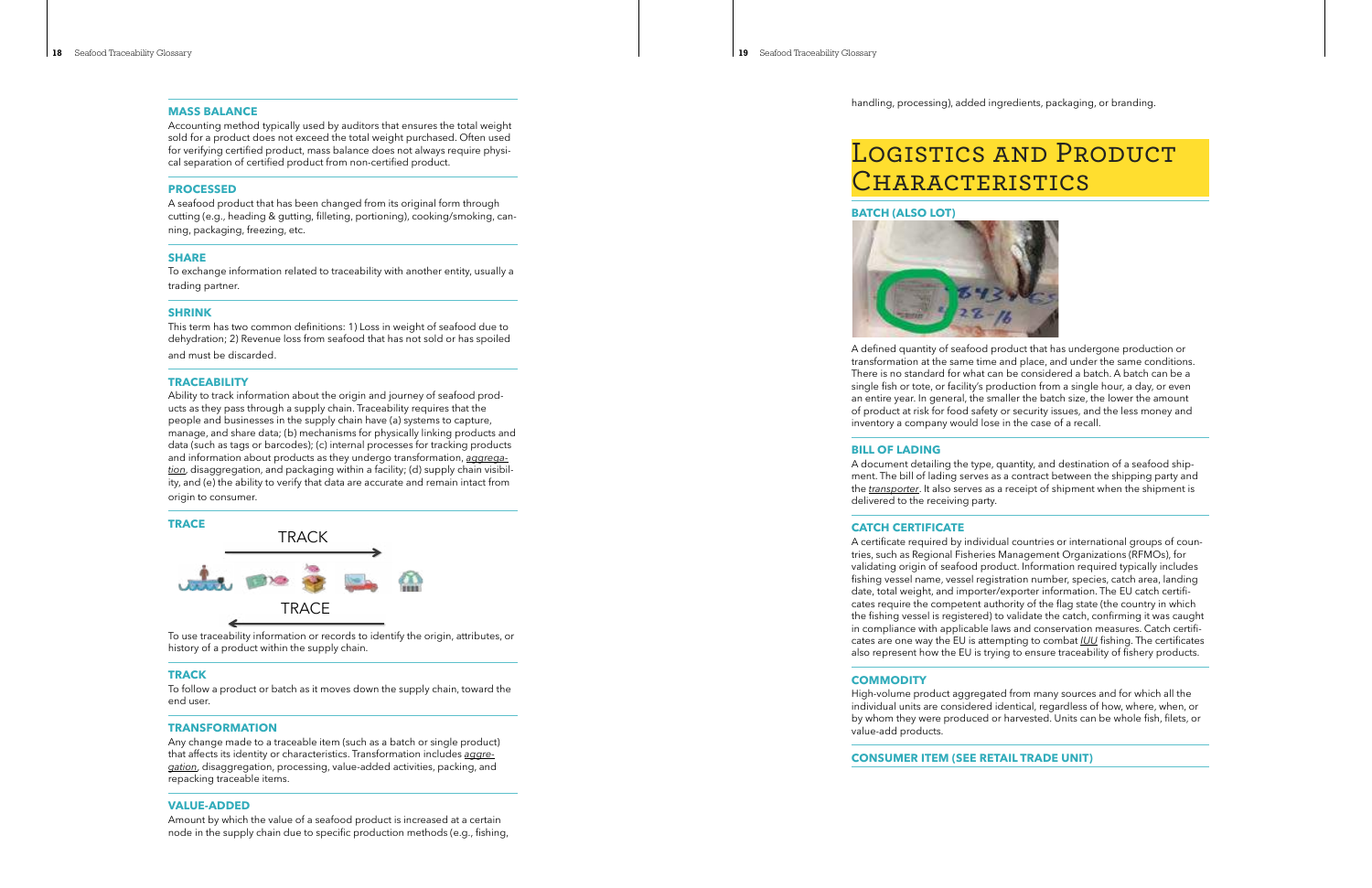### MASS BALANCE

Accounting method typically used by auditors that ensures the total weight sold for a product does not exceed the total weight purchased. Often used for verifying certified product, mass balance does not always require physical separation of certified product from non-certified product.

### PROCESSED

A seafood product that has been changed from its original form through cutting (e.g., heading & gutting, filleting, portioning), cooking/smoking, canning, packaging, freezing, etc.

### SHARE

To exchange information related to traceability with another entity, usually a trading partner.

### SHRINK

This term has two common definitions: 1) Loss in weight of seafood due to dehydration; 2) Revenue loss from seafood that has not sold or has spoiled and must be discarded.

### TRACEABILITY

Ability to track information about the origin and journey of seafood products as they pass through a supply chain. Traceability requires that the people and businesses in the supply chain have (a) systems to capture, manage, and share data; (b) mechanisms for physically linking products and data (such as tags or barcodes); (c) internal processes for tracking products and information about products as they undergo transformation, *aggregation*, disaggregation, and packaging within a facility; (d) supply chain visibility, and (e) the ability to verify that data are accurate and remain intact from origin to consumer.

### TRACE

TRACK

TRACE

To use traceability information or records to identify the origin, attributes, or history of a product within the supply chain.

### TRACK

To follow a product or batch as it moves down the supply chain, toward the end user.

### TRANSFORMATION

Any change made to a traceable item (such as a batch or single product) that affects its identity or characteristics. Transformation includes *aggregation*, disaggregation, processing, value-added activities, packing, and repacking traceable items.

### VALUE-ADDED

Amount by which the value of a seafood product is increased at a certain node in the supply chain due to specific production methods (e.g., fishing, handling, processing), added ingredients, packaging, or branding.

## Logistics and Product Characteristics

### BATCH (ALSO LOT)

A defined quantity of seafood product that has undergone production or transformation at the same time and place, and under the same conditions. There is no standard for what can be considered a batch. A batch can be a single fish or tote, or facility's production from a single hour, a day, or even an entire year. In general, the smaller the batch size, the lower the amount of product at risk for food safety or security issues, and the less money and inventory a company would lose in the case of a recall.

### BILL OF LADING

A document detailing the type, quantity, and destination of a seafood shipment. The bill of lading serves as a contract between the shipping party and the *transporter*. It also serves as a receipt of shipment when the shipment is delivered to the receiving party.

### CATCH CERTIFICATE

A certificate required by individual countries or international groups of countries, such as Regional Fisheries Management Organizations (RFMOs), for validating origin of seafood product. Information required typically includes fishing vessel name, vessel registration number, species, catch area, landing date, total weight, and importer/exporter information. The EU catch certificates require the competent authority of the flag state (the country in which the fishing vessel is registered) to validate the catch, confirming it was caught in compliance with applicable laws and conservation measures. Catch certificates are one way the EU is attempting to combat *IUU* fishing. The certificates also represent how the EU is trying to ensure traceability of fishery products.

### COMMODITY

High-volume product aggregated from many sources and for which all the individual units are considered identical, regardless of how, where, when, or by whom they were produced or harvested. Units can be whole fish, filets, or value-add products.

### CONSUMER ITEM (SEE RETAIL TRADE UNIT)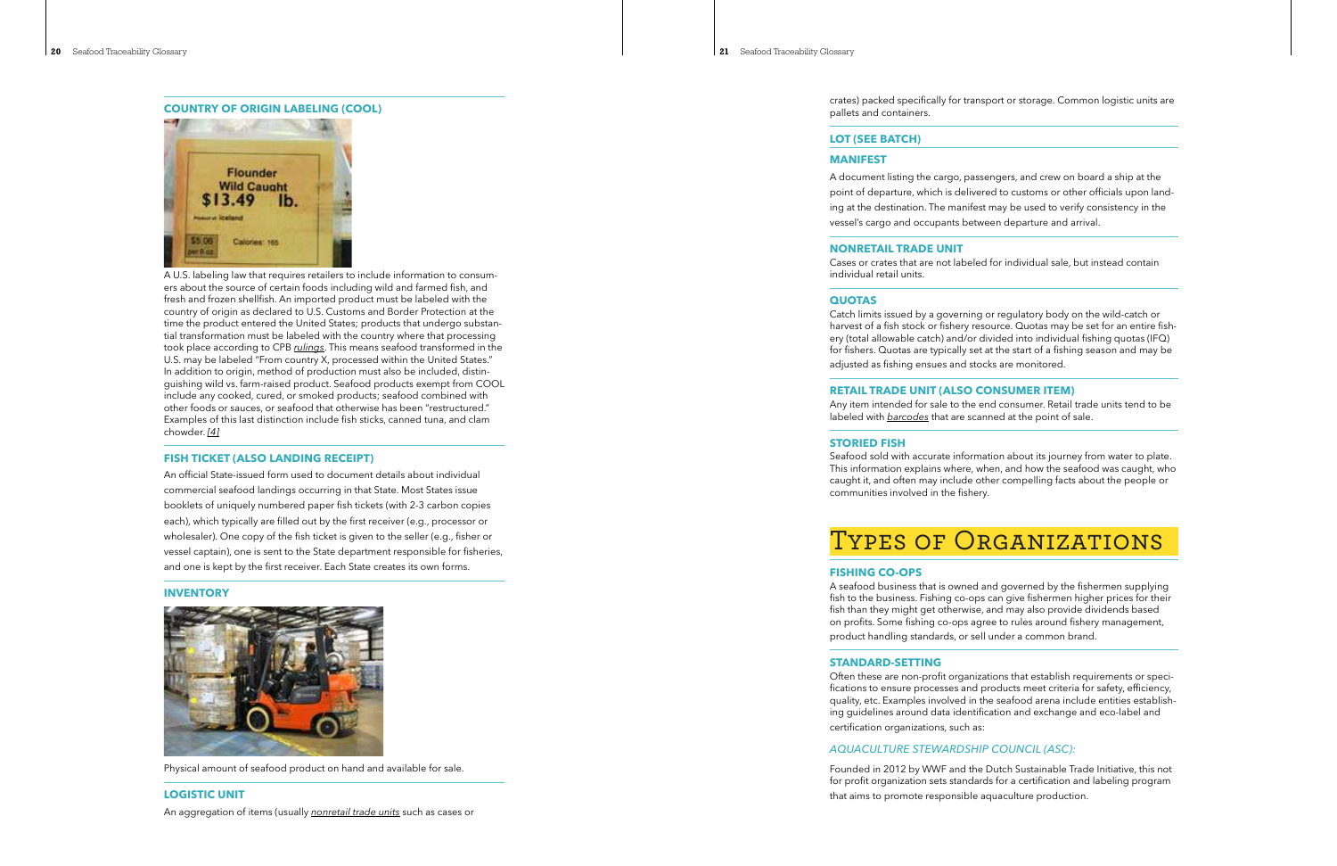### COUNTRY OF ORIGIN LABELING (COOL)

A U.S. labeling law that requires retailers to include information to consumers about the source of certain foods including wild and farmed fish, and fresh and frozen shellfish. An imported product must be labeled with the country of origin as declared to U.S. Customs and Border Protection at the time the product entered the United States; products that undergo substantial transformation must be labeled with the country where that processing took place according to CPB *rulings*. This means seafood transformed in the U.S. may be labeled "From country X, processed within the United States." In addition to origin, method of production must also be included, distinguishing wild vs. farm-raised product. Seafood products exempt from COOL include any cooked, cured, or smoked products; seafood combined with other foods or sauces, or seafood that otherwise has been "restructured." Examples of this last distinction include fish sticks, canned tuna, and clam chowder. [4]

### FISH TICKET (ALSO LANDING RECEIPT)

An official State-issued form used to document details about individual commercial seafood landings occurring in that State. Most States issue booklets of uniquely numbered paper fish tickets (with 2-3 carbon copies each), which typically are filled out by the first receiver (e.g., processor or wholesaler). One copy of the fish ticket is given to the seller (e.g., fisher or vessel captain), one is sent to the State department responsible for fisheries, and one is kept by the first receiver. Each State creates its own forms.

### INVENTORY

Physical amount of seafood product on hand and available for sale.

### LOGISTIC UNIT

An aggregation of items (usually *nonretail trade units* such as cases or crates) packed specifically for transport or storage. Common logistic units are pallets and containers.

### LOT (SEE BATCH)

### MANIFEST

A document listing the cargo, passengers, and crew on board a ship at the point of departure, which is delivered to customs or other officials upon landing at the destination. The manifest may be used to verify consistency in the vessel's cargo and occupants between departure and arrival.

### NONRETAIL TRADE UNIT

Cases or crates that are not labeled for individual sale, but instead contain individual retail units.

### QUOTAS

Catch limits issued by a governing or regulatory body on the wild-catch or harvest of a fish stock or fishery resource. Quotas may be set for an entire fishery (total allowable catch) and/or divided into individual fishing quotas (IFQ) for fishers. Quotas are typically set at the start of a fishing season and may be adjusted as fishing ensues and stocks are monitored.

### RETAIL TRADE UNIT (ALSO CONSUMER ITEM)

Any item intended for sale to the end consumer. Retail trade units tend to be labeled with *barcodes* that are scanned at the point of sale.

### STORIED FISH

Seafood sold with accurate information about its journey from water to plate. This information explains where, when, and how the seafood was caught, who caught it, and often may include other compelling facts about the people or communities involved in the fishery.

## Types of Organizations

### FISHING CO-OPS

A seafood business that is owned and governed by the fishermen supplying fish to the business. Fishing co-ops can give fishermen higher prices for their fish than they might get otherwise, and may also provide dividends based on profits. Some fishing co-ops agree to rules around fishery management, product handling standards, or sell under a common brand.

### STANDARD-SETTING

Often these are non-profit organizations that establish requirements or specifications to ensure processes and products meet criteria for safety, efficiency, quality, etc. Examples involved in the seafood arena include entities establishing guidelines around data identification and exchange and eco-label and certification organizations, such as:

#### *AQUACULTURE STEWARDSHIP COUNCIL (ASC):*

Founded in 2012 by WWF and the Dutch Sustainable Trade Initiative, this not for profit organization sets standards for a certification and labeling program that aims to promote responsible aquaculture production.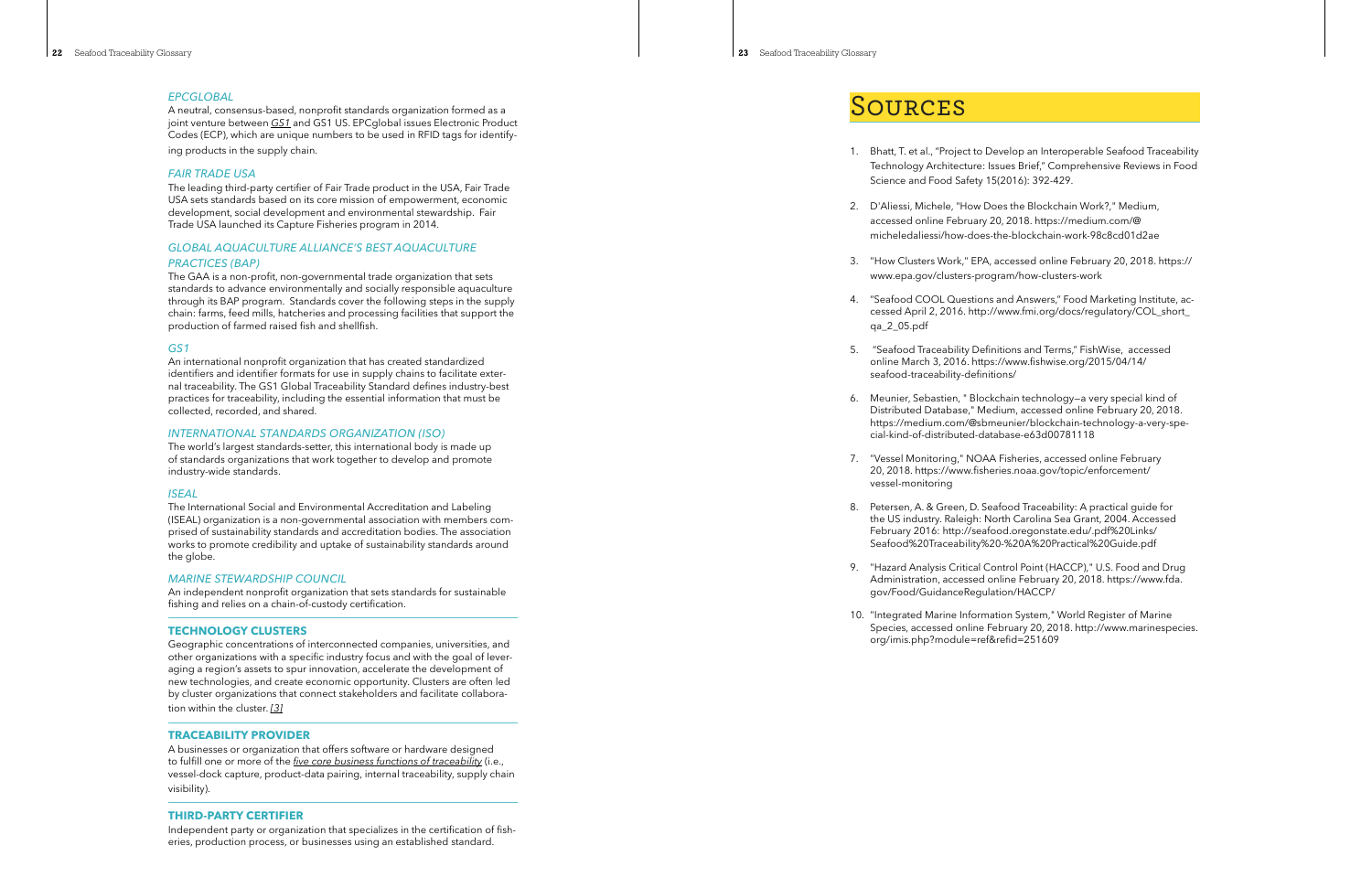### *EPCGLOBAL*

A neutral, consensus-based, nonprofit standards organization formed as a joint venture between *GS1* and GS1 US. EPCglobal issues Electronic Product Codes (ECP), which are unique numbers to be used in RFID tags for identifying products in the supply chain.

### *FAIR TRADE USA*

The leading third-party certifier of Fair Trade product in the USA, Fair Trade USA sets standards based on its core mission of empowerment, economic development, social development and environmental stewardship. Fair Trade USA launched its Capture Fisheries program in 2014.

### *GLOBAL AQUACULTURE ALLIANCE'S BEST AQUACULTURE PRACTICES (BAP)*

The GAA is a non-profit, non-governmental trade organization that sets standards to advance environmentally and socially responsible aquaculture through its BAP program. Standards cover the following steps in the supply chain: farms, feed mills, hatcheries and processing facilities that support the production of farmed raised fish and shellfish.

### *GS1*

An international nonprofit organization that has created standardized identifiers and identifier formats for use in supply chains to facilitate external traceability. The GS1 Global Traceability Standard defines industry-best practices for traceability, including the essential information that must be collected, recorded, and shared.

### *INTERNATIONAL STANDARDS ORGANIZATION (ISO)*

The world's largest standards-setter, this international body is made up of standards organizations that work together to develop and promote industry-wide standards.

### *ISEAL*

The International Social and Environmental Accreditation and Labeling (ISEAL) organization is a non-governmental association with members comprised of sustainability standards and accreditation bodies. The association works to promote credibility and uptake of sustainability standards around the globe.

### *MARINE STEWARDSHIP COUNCIL*

An independent nonprofit organization that sets standards for sustainable fishing and relies on a chain-of-custody certification.

## TECHNOLOGY CLUSTERS

Geographic concentrations of interconnected companies, universities, and other organizations with a specific industry focus and with the goal of leveraging a region's assets to spur innovation, accelerate the development of new technologies, and create economic opportunity. Clusters are often led by cluster organizations that connect stakeholders and facilitate collaboration within the cluster. *[3]*

## TRACEABILITY PROVIDER

A businesses or organization that offers software or hardware designed to fulfill one or more of the *five core business functions of traceability* (i.e., vessel-dock capture, product-data pairing, internal traceability, supply chain visibility).

## THIRD-PARTY CERTIFIER

Independent party or organization that specializes in the certification of fisheries, production process, or businesses using an established standard.

# Sources

1. Bhatt, T. et al., "Project to Develop an Interoperable Seafood Traceability Technology Architecture: Issues Brief," Comprehensive Reviews in Food Science and Food Safety 15(2016): 392-429.
2. D'Aliessi, Michele, "How Does the Blockchain Work?," Medium, accessed online February 20, 2018. https://medium.com/@micheledaliessi/how-does-the-blockchain-work-98c8cd01d2ae
3. "How Clusters Work," EPA, accessed online February 20, 2018. https://www.epa.gov/clusters-program/how-clusters-work
4. "Seafood COOL Questions and Answers," Food Marketing Institute, accessed April 2, 2016. http://www.fmi.org/docs/regulatory/COL_short_qa_2_05.pdf
5. "Seafood Traceability Definitions and Terms," FishWise, accessed online March 3, 2016. https://www.fishwise.org/2015/04/14/seafood-traceability-definitions/
6. Meunier, Sebastien, " Blockchain technology—a very special kind of Distributed Database," Medium, accessed online February 20, 2018. https://medium.com/@sbmeunier/blockchain-technology-a-very-special-kind-of-distributed-database-e63d00781118
7. "Vessel Monitoring," NOAA Fisheries, accessed online February 20, 2018. https://www.fisheries.noaa.gov/topic/enforcement/vessel-monitoring
8. Petersen, A. & Green, D. Seafood Traceability: A practical guide for the US industry. Raleigh: North Carolina Sea Grant, 2004. Accessed February 2016: http://seafood.oregonstate.edu/.pdf%20Links/Seafood%20Traceability%20-%20A%20Practical%20Guide.pdf
9. "Hazard Analysis Critical Control Point (HACCP)," U.S. Food and Drug Administration, accessed online February 20, 2018. https://www.fda.gov/Food/GuidanceRegulation/HACCP/
10. "Integrated Marine Information System," World Register of Marine Species, accessed online February 20, 2018. http://www.marinespecies.org/imis.php?module=ref&refid=251609